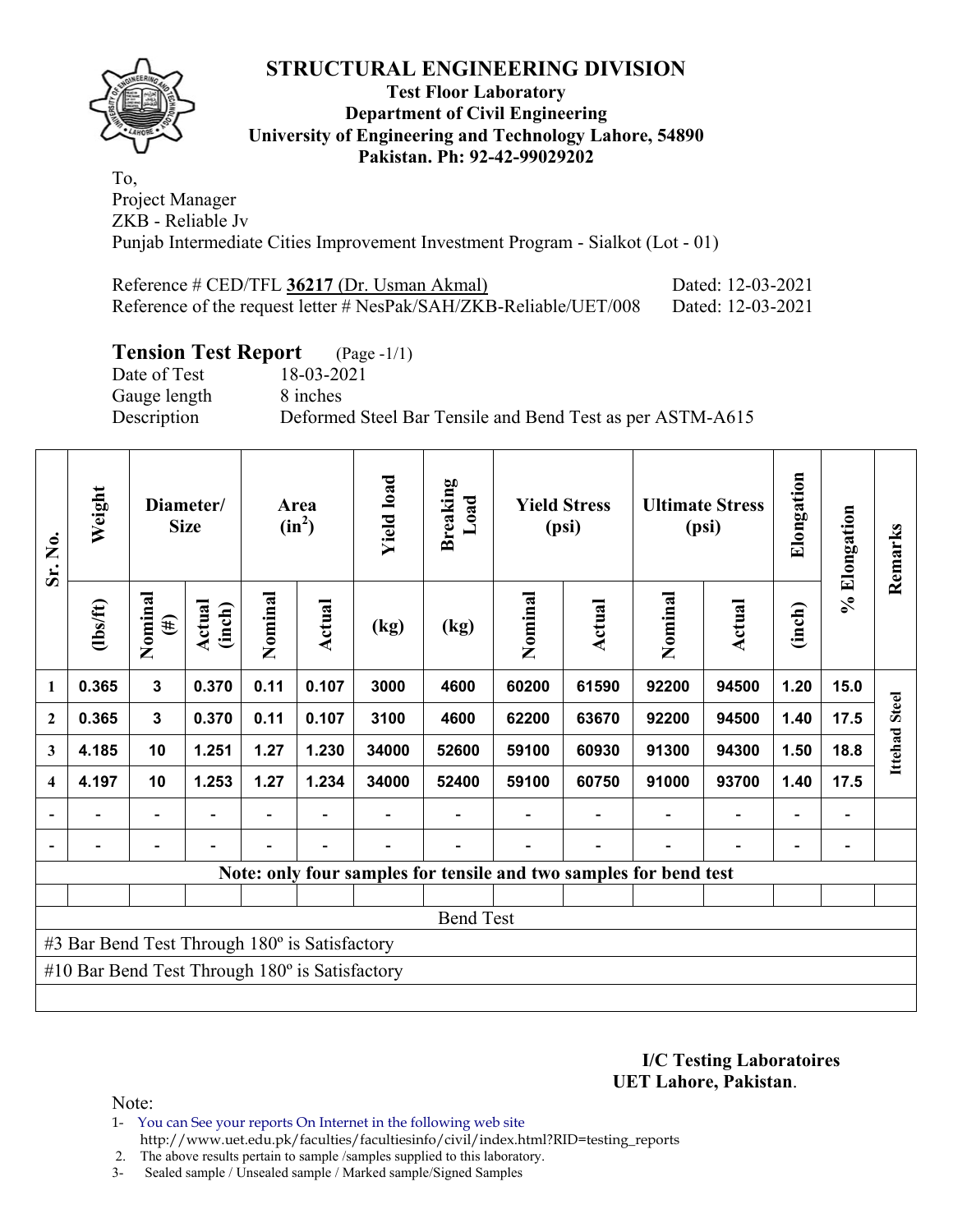# STRUCTURAL ENGINEERING DIVISION

**Test Floor Laboratory**
**Department of Civil Engineering**
**University of Engineering and Technology Lahore, 54890**
**Pakistan. Ph: 92-42-99029202**

To,
Project Manager
ZKB - Reliable Jv
Punjab Intermediate Cities Improvement Investment Program - Sialkot (Lot - 01)

Reference # CED/TFL **36217** (Dr. Usman Akmal) Dated: 12-03-2021
Reference of the request letter # NesPak/SAH/ZKB-Reliable/UET/008 Dated: 12-03-2021

## Tension Test Report (Page -1/1)

Date of Test 18-03-2021
Gauge length 8 inches
Description Deformed Steel Bar Tensile and Bend Test as per ASTM-A615

| Sr. No. | Weight | Diameter/ Size | | Area ($in^2$) | | Yield load | Breaking Load | Yield Stress (psi) | | Ultimate Stress (psi) | | Elongation | % Elongation | Remarks |
|---|---|---|---|---|---|---|---|---|---|---|---|---|---|---|
| | (lbs/ft) | Nominal (#) | Actual (inch) | Nominal | Actual | (kg) | (kg) | Nominal | Actual | Nominal | Actual | (inch) | | |
| 1 | 0.365 | 3 | 0.370 | 0.11 | 0.107 | 3000 | 4600 | 60200 | 61590 | 92200 | 94500 | 1.20 | 15.0 | Ittehad Steel |
| 2 | 0.365 | 3 | 0.370 | 0.11 | 0.107 | 3100 | 4600 | 62200 | 63670 | 92200 | 94500 | 1.40 | 17.5 | |
| 3 | 4.185 | 10 | 1.251 | 1.27 | 1.230 | 34000 | 52600 | 59100 | 60930 | 91300 | 94300 | 1.50 | 18.8 | |
| 4 | 4.197 | 10 | 1.253 | 1.27 | 1.234 | 34000 | 52400 | 59100 | 60750 | 91000 | 93700 | 1.40 | 17.5 | |
| - | - | - | - | - | - | - | - | - | - | - | - | - | - | |
| - | - | - | - | - | - | - | - | - | - | - | - | - | - | |
| Note: only four samples for tensile and two samples for bend test | | | | | | | | | | | | | | |
| | | | | | | | | | | | | | | |
| Bend Test | | | | | | | | | | | | | | |
| #3 Bar Bend Test Through 180º is Satisfactory | | | | | | | | | | | | | | |
| #10 Bar Bend Test Through 180º is Satisfactory | | | | | | | | | | | | | | |

**I/C Testing Laboratoires**
**UET Lahore, Pakistan**.

Note:
1- You can See your reports On Internet in the following web site
http://www.uet.edu.pk/faculties/facultiesinfo/civil/index.html?RID=testing_reports
2. The above results pertain to sample /samples supplied to this laboratory.
3- Sealed sample / Unsealed sample / Marked sample/Signed Samples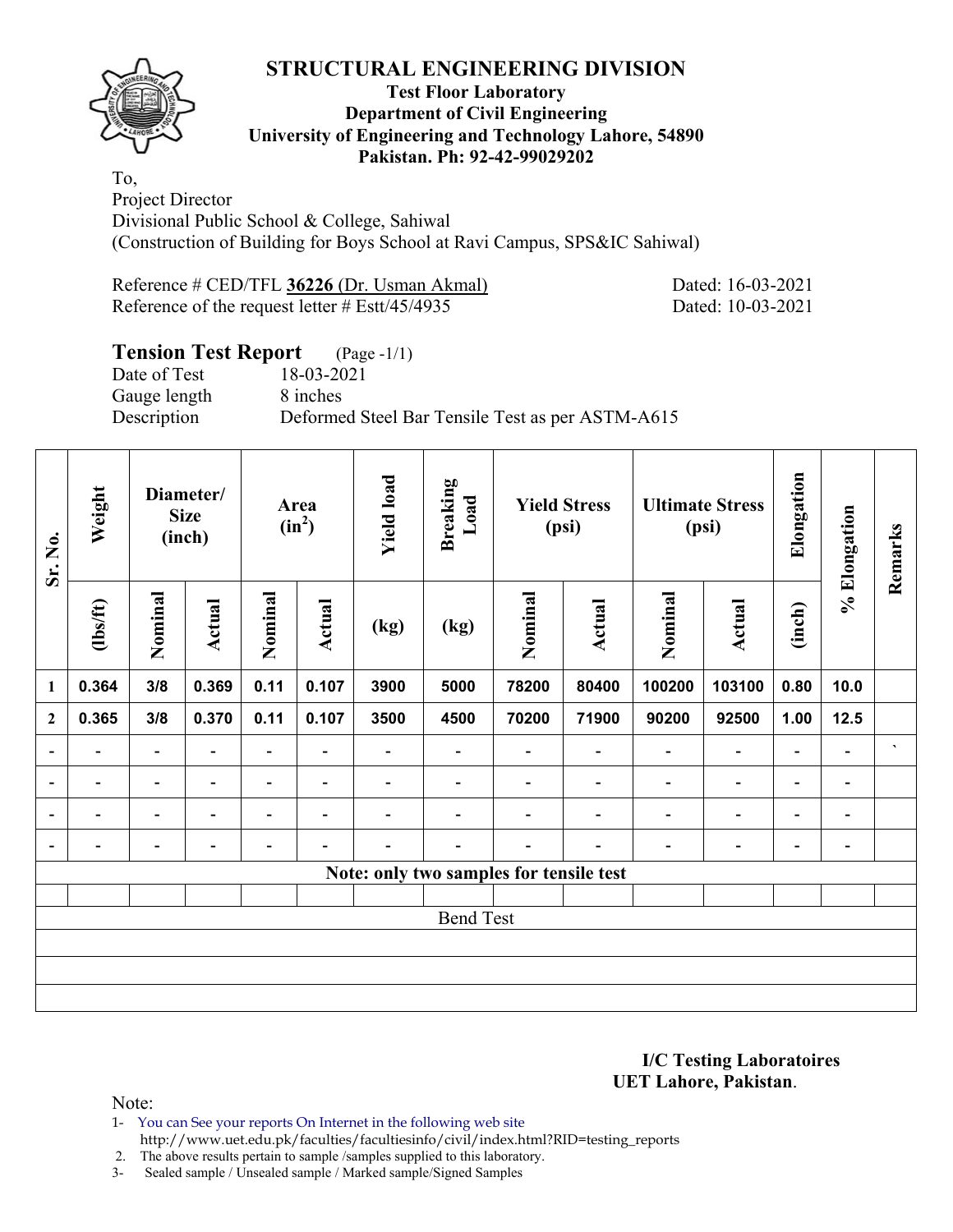# STRUCTURAL ENGINEERING DIVISION

**Test Floor Laboratory**
**Department of Civil Engineering**
**University of Engineering and Technology Lahore, 54890**
**Pakistan. Ph: 92-42-99029202**

To,
Project Director
Divisional Public School & College, Sahiwal
(Construction of Building for Boys School at Ravi Campus, SPS&IC Sahiwal)

Reference # CED/TFL **36226** (Dr. Usman Akmal) Dated: 16-03-2021
Reference of the request letter # Estt/45/4935 Dated: 10-03-2021

## Tension Test Report (Page -1/1)

Date of Test 18-03-2021
Gauge length 8 inches
Description Deformed Steel Bar Tensile Test as per ASTM-A615

| Sr. No. | Weight | Diameter/ Size (inch) | | Area ($in^2$) | | Yield load | Breaking Load | Yield Stress (psi) | | Ultimate Stress (psi) | | Elongation | % Elongation | Remarks |
|---|---|---|---|---|---|---|---|---|---|---|---|---|---|---|
| | (lbs/ft) | Nominal | Actual | Nominal | Actual | (kg) | (kg) | Nominal | Actual | Nominal | Actual | (inch) | | |
| 1 | 0.364 | 3/8 | 0.369 | 0.11 | 0.107 | 3900 | 5000 | 78200 | 80400 | 100200 | 103100 | 0.80 | 10.0 | |
| 2 | 0.365 | 3/8 | 0.370 | 0.11 | 0.107 | 3500 | 4500 | 70200 | 71900 | 90200 | 92500 | 1.00 | 12.5 | |
| - | - | - | - | - | - | - | - | - | - | - | - | - | - | ` |
| - | - | - | - | - | - | - | - | - | - | - | - | - | - | |
| - | - | - | - | - | - | - | - | - | - | - | - | - | - | |
| - | - | - | - | - | - | - | - | - | - | - | - | - | - | |
| Note: only two samples for tensile test | | | | | | | | | | | | | | |
| | | | | | | | | | | | | | | |
| Bend Test | | | | | | | | | | | | | | |
| | | | | | | | | | | | | | | |
| | | | | | | | | | | | | | | |
| | | | | | | | | | | | | | | |

**I/C Testing Laboratoires**
**UET Lahore, Pakistan**.

Note:
1- You can See your reports On Internet in the following web site
http://www.uet.edu.pk/faculties/facultiesinfo/civil/index.html?RID=testing_reports
2. The above results pertain to sample /samples supplied to this laboratory.
3- Sealed sample / Unsealed sample / Marked sample/Signed Samples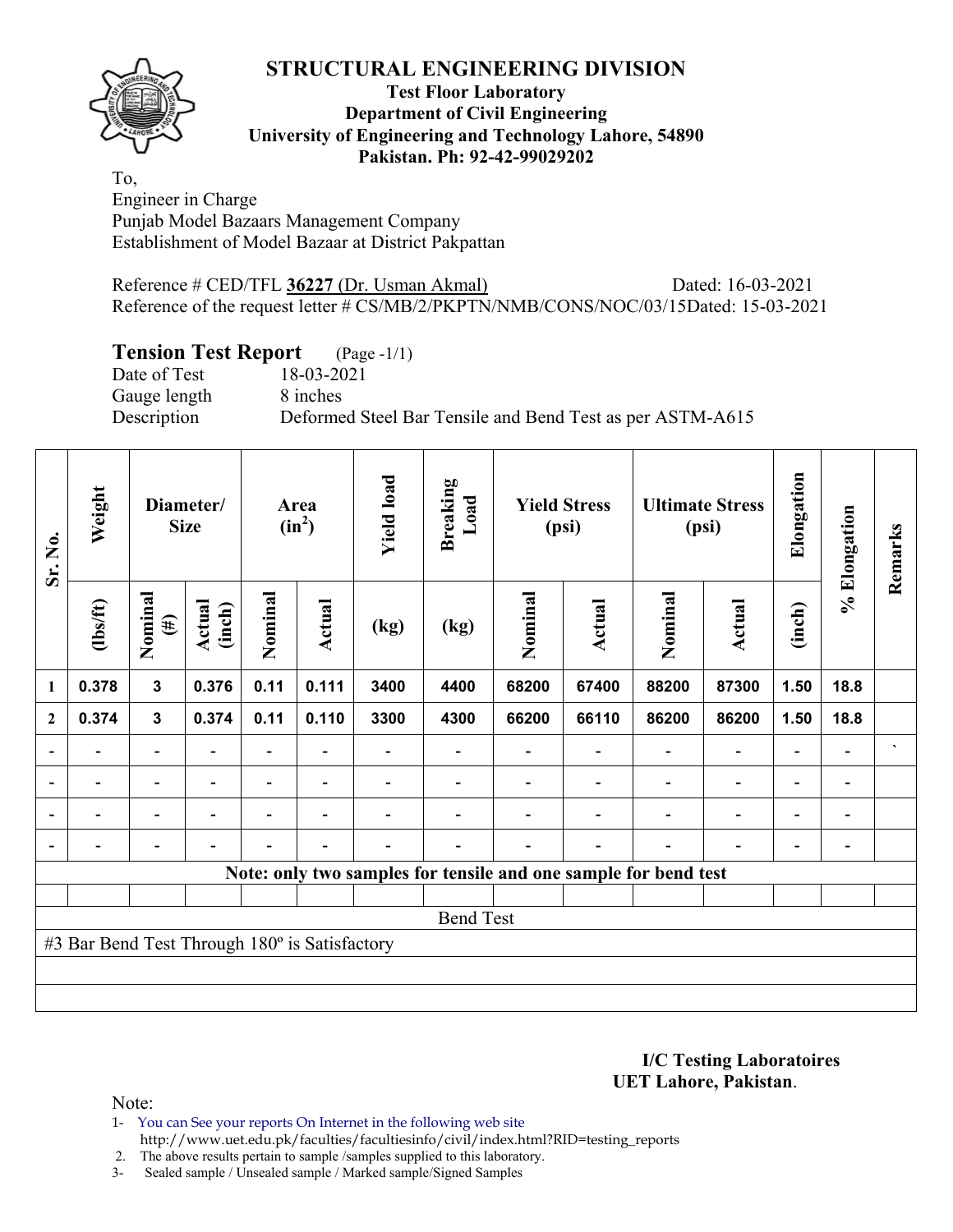# STRUCTURAL ENGINEERING DIVISION

**Test Floor Laboratory**
**Department of Civil Engineering**
**University of Engineering and Technology Lahore, 54890**
**Pakistan. Ph: 92-42-99029202**

To,
Engineer in Charge
Punjab Model Bazaars Management Company
Establishment of Model Bazaar at District Pakpattan

Reference # CED/TFL **36227** (Dr. Usman Akmal) Dated: 16-03-2021
Reference of the request letter # CS/MB/2/PKPTN/NMB/CONS/NOC/03/15Dated: 15-03-2021

## Tension Test Report (Page -1/1)

Date of Test 18-03-2021
Gauge length 8 inches
Description Deformed Steel Bar Tensile and Bend Test as per ASTM-A615

| Sr. No. | Weight | Diameter/ Size | | Area ($in^2$) | | Yield load | Breaking Load | Yield Stress (psi) | | Ultimate Stress (psi) | | Elongation | % Elongation | Remarks |
|---|---|---|---|---|---|---|---|---|---|---|---|---|---|---|
| | (lbs/ft) | Nominal (#) | Actual (inch) | Nominal | Actual | (kg) | (kg) | Nominal | Actual | Nominal | Actual | (inch) | | |
| 1 | 0.378 | 3 | 0.376 | 0.11 | 0.111 | 3400 | 4400 | 68200 | 67400 | 88200 | 87300 | 1.50 | 18.8 | |
| 2 | 0.374 | 3 | 0.374 | 0.11 | 0.110 | 3300 | 4300 | 66200 | 66110 | 86200 | 86200 | 1.50 | 18.8 | |
| - | - | - | - | - | - | - | - | - | - | - | - | - | - | ` |
| - | - | - | - | - | - | - | - | - | - | - | - | - | - | |
| - | - | - | - | - | - | - | - | - | - | - | - | - | - | |
| - | - | - | - | - | - | - | - | - | - | - | - | - | - | |
| Note: only two samples for tensile and one sample for bend test | | | | | | | | | | | | | | |
| | | | | | | | | | | | | | | |
| Bend Test | | | | | | | | | | | | | | |
| #3 Bar Bend Test Through 180º is Satisfactory | | | | | | | | | | | | | | |
| | | | | | | | | | | | | | | |
| | | | | | | | | | | | | | | |

**I/C Testing Laboratoires**
**UET Lahore, Pakistan**.

Note:
1- You can See your reports On Internet in the following web site
 http://www.uet.edu.pk/faculties/facultiesinfo/civil/index.html?RID=testing_reports
2. The above results pertain to sample /samples supplied to this laboratory.
3- Sealed sample / Unsealed sample / Marked sample/Signed Samples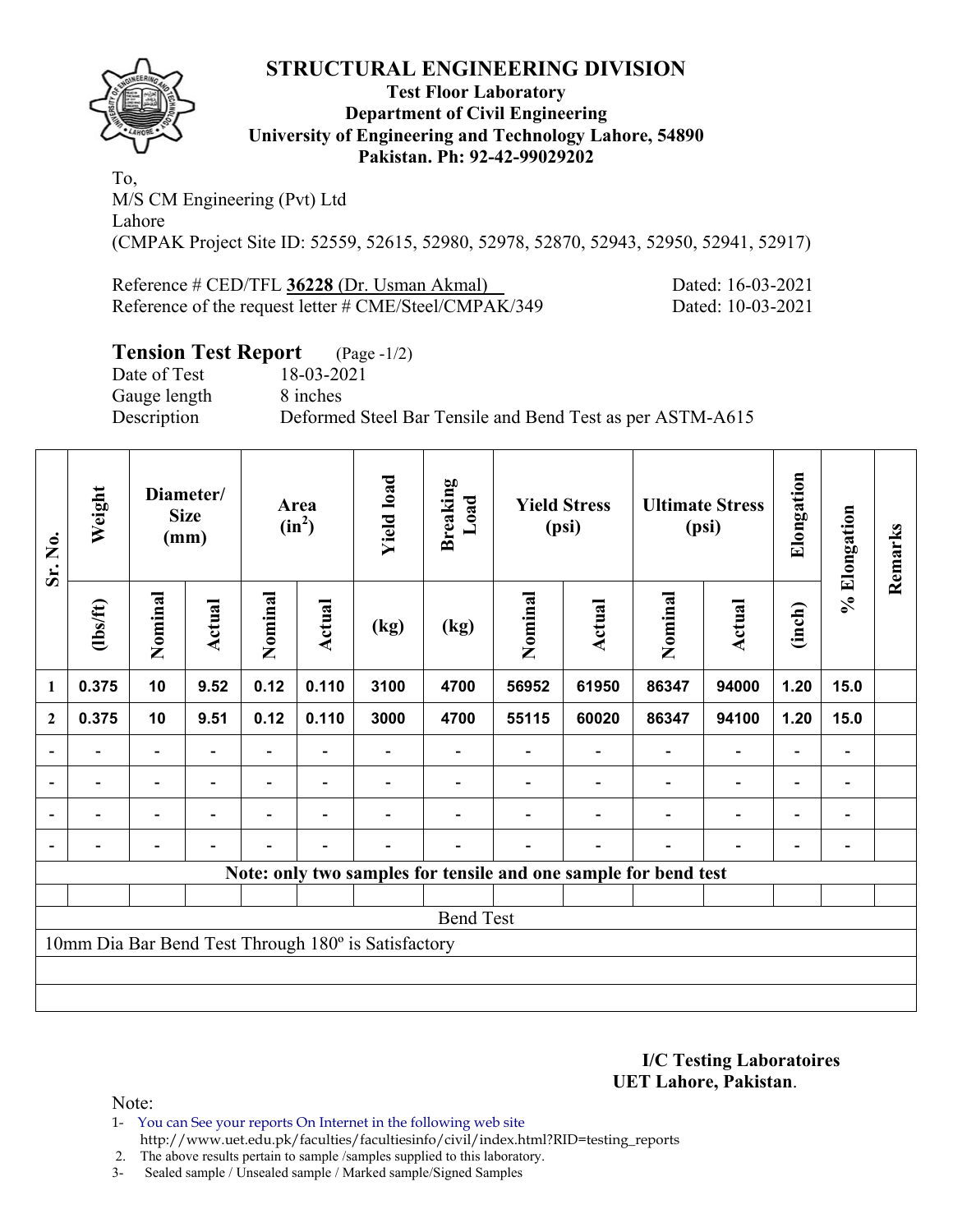# STRUCTURAL ENGINEERING DIVISION

**Test Floor Laboratory**
**Department of Civil Engineering**
**University of Engineering and Technology Lahore, 54890**
**Pakistan. Ph: 92-42-99029202**

To,
M/S CM Engineering (Pvt) Ltd
Lahore
(CMPAK Project Site ID: 52559, 52615, 52980, 52978, 52870, 52943, 52950, 52941, 52917)

Reference # CED/TFL **36228** (Dr. Usman Akmal) Dated: 16-03-2021
Reference of the request letter # CME/Steel/CMPAK/349 Dated: 10-03-2021

## Tension Test Report (Page -1/2)

Date of Test 18-03-2021
Gauge length 8 inches
Description Deformed Steel Bar Tensile and Bend Test as per ASTM-A615

| Sr. No. | Weight | Diameter/ Size (mm) | | Area ($in^2$) | | Yield load | Breaking Load | Yield Stress (psi) | | Ultimate Stress (psi) | | Elongation | % Elongation | Remarks |
|---|---|---|---|---|---|---|---|---|---|---|---|---|---|---|
| | (lbs/ft) | Nominal | Actual | Nominal | Actual | (kg) | (kg) | Nominal | Actual | Nominal | Actual | (inch) | | |
| 1 | 0.375 | 10 | 9.52 | 0.12 | 0.110 | 3100 | 4700 | 56952 | 61950 | 86347 | 94000 | 1.20 | 15.0 | |
| 2 | 0.375 | 10 | 9.51 | 0.12 | 0.110 | 3000 | 4700 | 55115 | 60020 | 86347 | 94100 | 1.20 | 15.0 | |
| - | - | - | - | - | - | - | - | - | - | - | - | - | - | |
| - | - | - | - | - | - | - | - | - | - | - | - | - | - | |
| - | - | - | - | - | - | - | - | - | - | - | - | - | - | |
| - | - | - | - | - | - | - | - | - | - | - | - | - | - | |
| Note: only two samples for tensile and one sample for bend test | | | | | | | | | | | | | | |
| | | | | | | | | | | | | | | |
| Bend Test | | | | | | | | | | | | | | |
| 10mm Dia Bar Bend Test Through 180º is Satisfactory | | | | | | | | | | | | | | |

**I/C Testing Laboratoires**
**UET Lahore, Pakistan**.

Note:

1- You can See your reports On Internet in the following web site
http://www.uet.edu.pk/faculties/facultiesinfo/civil/index.html?RID=testing_reports
2. The above results pertain to sample /samples supplied to this laboratory.
3- Sealed sample / Unsealed sample / Marked sample/Signed Samples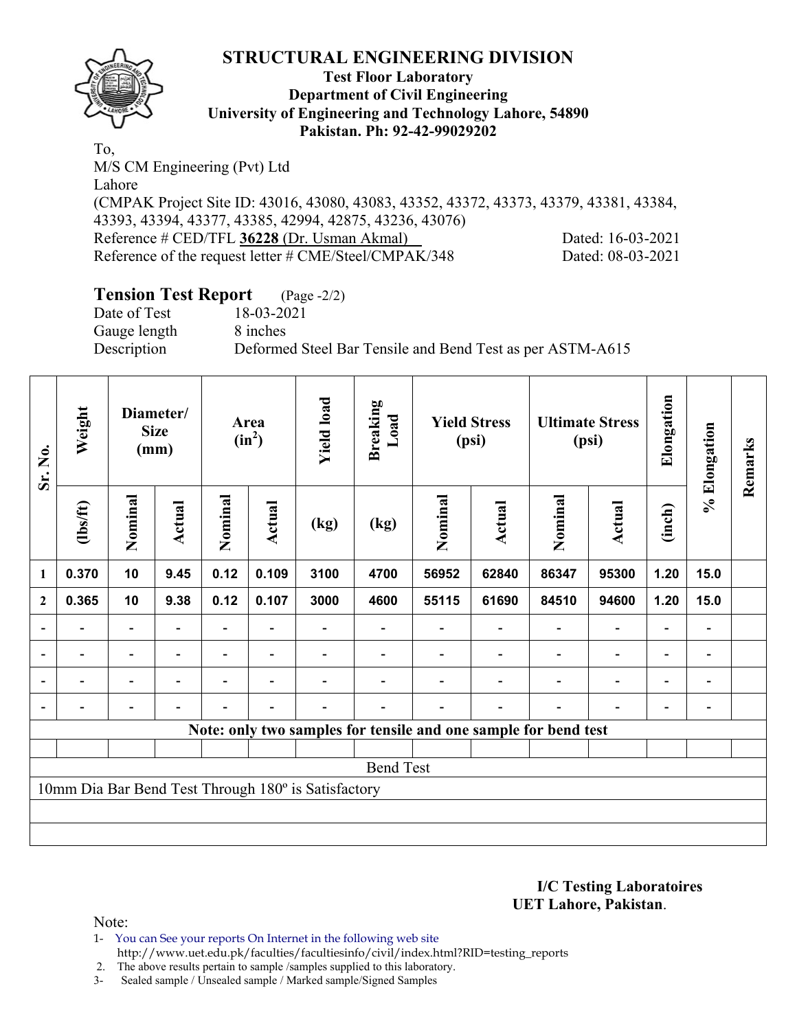# STRUCTURAL ENGINEERING DIVISION

**Test Floor Laboratory**
**Department of Civil Engineering**
**University of Engineering and Technology Lahore, 54890**
**Pakistan. Ph: 92-42-99029202**

To,
M/S CM Engineering (Pvt) Ltd
Lahore
(CMPAK Project Site ID: 43016, 43080, 43083, 43352, 43372, 43373, 43379, 43381, 43384, 43393, 43394, 43377, 43385, 42994, 42875, 43236, 43076)
Reference # CED/TFL **36228** (Dr. Usman Akmal) Dated: 16-03-2021
Reference of the request letter # CME/Steel/CMPAK/348 Dated: 08-03-2021

## Tension Test Report (Page -2/2)

Date of Test 18-03-2021
Gauge length 8 inches
Description Deformed Steel Bar Tensile and Bend Test as per ASTM-A615

| Sr. No. | Weight | Diameter/ Size (mm) | | Area ($in^2$) | | Yield load | Breaking Load | Yield Stress (psi) | | Ultimate Stress (psi) | | Elongation | % Elongation | Remarks |
|---|---|---|---|---|---|---|---|---|---|---|---|---|---|---|
| | (lbs/ft) | Nominal | Actual | Nominal | Actual | (kg) | (kg) | Nominal | Actual | Nominal | Actual | (inch) | | |
| 1 | 0.370 | 10 | 9.45 | 0.12 | 0.109 | 3100 | 4700 | 56952 | 62840 | 86347 | 95300 | 1.20 | 15.0 | |
| 2 | 0.365 | 10 | 9.38 | 0.12 | 0.107 | 3000 | 4600 | 55115 | 61690 | 84510 | 94600 | 1.20 | 15.0 | |
| - | - | - | - | - | - | - | - | - | - | - | - | - | - | |
| - | - | - | - | - | - | - | - | - | - | - | - | - | - | |
| - | - | - | - | - | - | - | - | - | - | - | - | - | - | |
| - | - | - | - | - | - | - | - | - | - | - | - | - | - | |
| Note: only two samples for tensile and one sample for bend test | | | | | | | | | | | | | | |
| Bend Test | | | | | | | | | | | | | | |
| 10mm Dia Bar Bend Test Through 180º is Satisfactory | | | | | | | | | | | | | | |

**I/C Testing Laboratoires**
**UET Lahore, Pakistan**.

Note:
1- You can See your reports On Internet in the following web site
http://www.uet.edu.pk/faculties/facultiesinfo/civil/index.html?RID=testing_reports
2. The above results pertain to sample /samples supplied to this laboratory.
3- Sealed sample / Unsealed sample / Marked sample/Signed Samples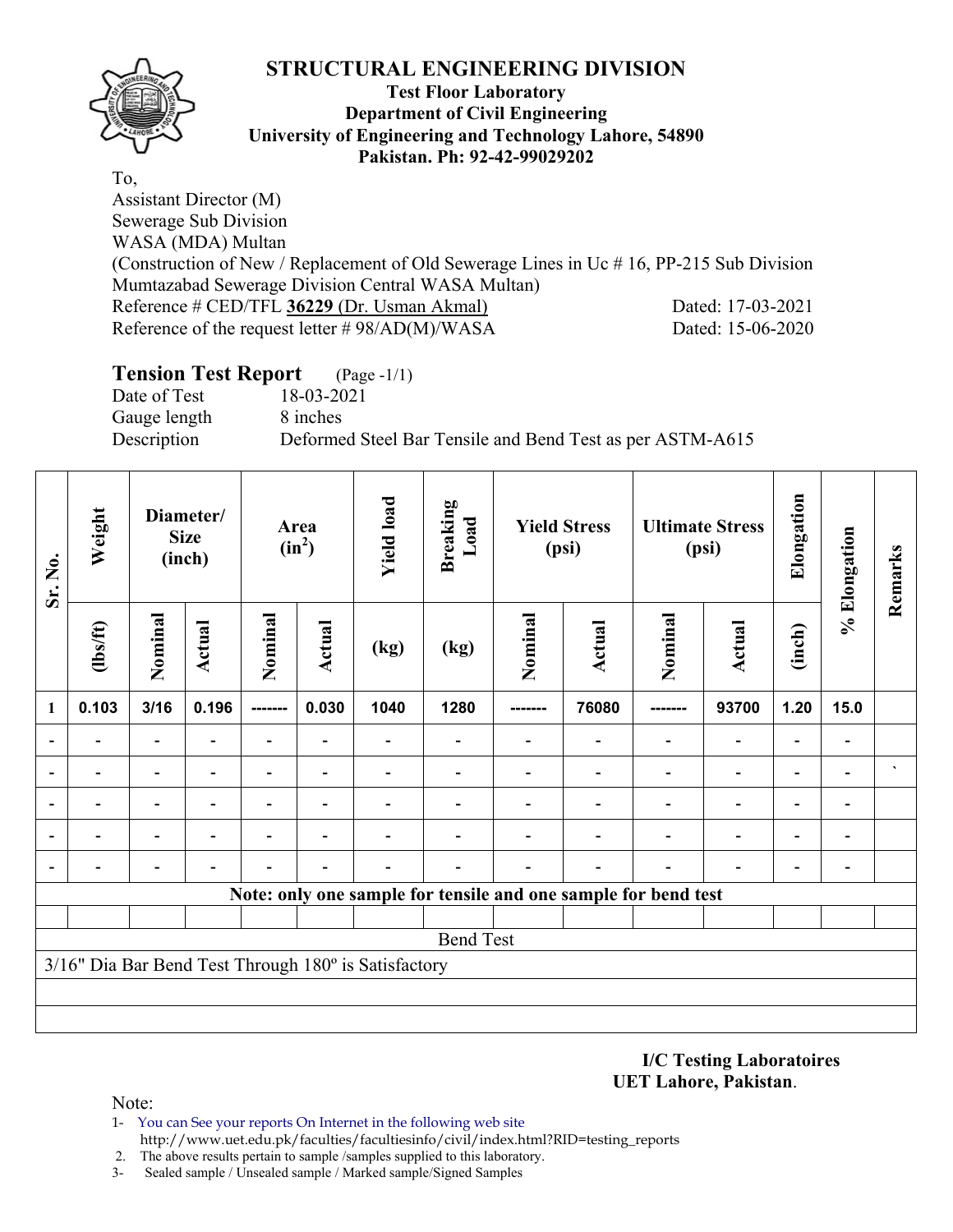# STRUCTURAL ENGINEERING DIVISION

**Test Floor Laboratory**
**Department of Civil Engineering**
**University of Engineering and Technology Lahore, 54890**
**Pakistan. Ph: 92-42-99029202**

To,
Assistant Director (M)
Sewerage Sub Division
WASA (MDA) Multan
(Construction of New / Replacement of Old Sewerage Lines in Uc # 16, PP-215 Sub Division Mumtazabad Sewerage Division Central WASA Multan)
Reference # CED/TFL **36229** (Dr. Usman Akmal) Dated: 17-03-2021
Reference of the request letter # 98/AD(M)/WASA Dated: 15-06-2020

## Tension Test Report (Page -1/1)

Date of Test 18-03-2021
Gauge length 8 inches
Description Deformed Steel Bar Tensile and Bend Test as per ASTM-A615

| Sr. No. | Weight | Diameter/ Size (inch) | | Area ($in^2$) | | Yield load | Breaking Load | Yield Stress (psi) | | Ultimate Stress (psi) | | Elongation | % Elongation | Remarks |
|---|---|---|---|---|---|---|---|---|---|---|---|---|---|---|
| | (lbs/ft) | Nominal | Actual | Nominal | Actual | (kg) | (kg) | Nominal | Actual | Nominal | Actual | (inch) | | |
| 1 | 0.103 | 3/16 | 0.196 | ------- | 0.030 | 1040 | 1280 | ------- | 76080 | ------- | 93700 | 1.20 | 15.0 | |
| - | - | - | - | - | - | - | - | - | - | - | - | - | - | |
| - | - | - | - | - | - | - | - | - | - | - | - | - | - | ` |
| - | - | - | - | - | - | - | - | - | - | - | - | - | - | |
| - | - | - | - | - | - | - | - | - | - | - | - | - | - | |
| - | - | - | - | - | - | - | - | - | - | - | - | - | - | |
| **Note: only one sample for tensile and one sample for bend test** | | | | | | | | | | | | | | |
| Bend Test | | | | | | | | | | | | | | |
| 3/16" Dia Bar Bend Test Through 180º is Satisfactory | | | | | | | | | | | | | | |

**I/C Testing Laboratoires**
**UET Lahore, Pakistan**.

Note:
1- You can See your reports On Internet in the following web site
http://www.uet.edu.pk/faculties/facultiesinfo/civil/index.html?RID=testing_reports
2. The above results pertain to sample /samples supplied to this laboratory.
3- Sealed sample / Unsealed sample / Marked sample/Signed Samples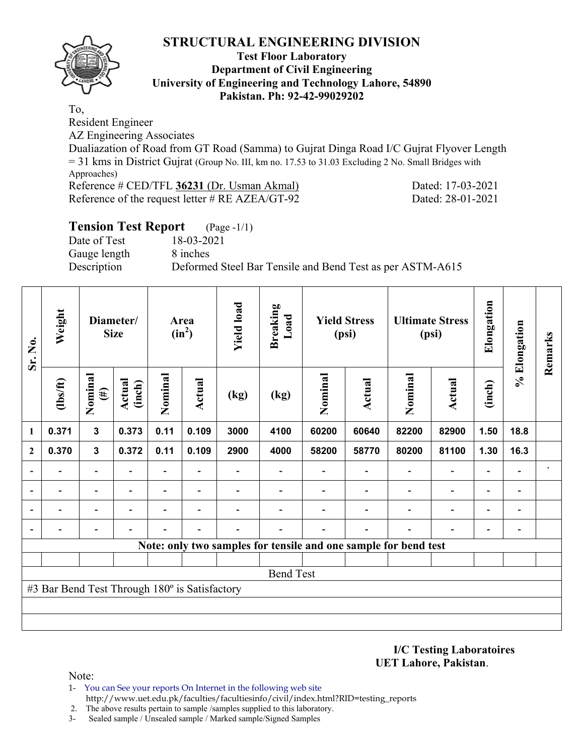# STRUCTURAL ENGINEERING DIVISION

**Test Floor Laboratory**
**Department of Civil Engineering**
**University of Engineering and Technology Lahore, 54890**
**Pakistan. Ph: 92-42-99029202**

To,
Resident Engineer
AZ Engineering Associates
Dualiazation of Road from GT Road (Samma) to Gujrat Dinga Road I/C Gujrat Flyover Length = 31 kms in District Gujrat (Group No. III, km no. 17.53 to 31.03 Excluding 2 No. Small Bridges with Approaches)
Reference # CED/TFL **36231** (Dr. Usman Akmal) Dated: 17-03-2021
Reference of the request letter # RE AZEA/GT-92 Dated: 28-01-2021

## Tension Test Report (Page -1/1)

Date of Test 18-03-2021
Gauge length 8 inches
Description Deformed Steel Bar Tensile and Bend Test as per ASTM-A615

| Sr. No. | Weight | Diameter/ Size | | Area ($in^2$) | | Yield load | Breaking Load | Yield Stress (psi) | | Ultimate Stress (psi) | | Elongation | % Elongation | Remarks |
|---|---|---|---|---|---|---|---|---|---|---|---|---|---|---|
| | (lbs/ft) | Nominal (#) | Actual (inch) | Nominal | Actual | (kg) | (kg) | Nominal | Actual | Nominal | Actual | (inch) | | |
| 1 | 0.371 | 3 | 0.373 | 0.11 | 0.109 | 3000 | 4100 | 60200 | 60640 | 82200 | 82900 | 1.50 | 18.8 | |
| 2 | 0.370 | 3 | 0.372 | 0.11 | 0.109 | 2900 | 4000 | 58200 | 58770 | 80200 | 81100 | 1.30 | 16.3 | |
| - | - | - | - | - | - | - | - | - | - | - | - | - | - | ` |
| - | - | - | - | - | - | - | - | - | - | - | - | - | - | |
| - | - | - | - | - | - | - | - | - | - | - | - | - | - | |
| - | - | - | - | - | - | - | - | - | - | - | - | - | - | |
| Note: only two samples for tensile and one sample for bend test | | | | | | | | | | | | | | |
| Bend Test | | | | | | | | | | | | | | |
| #3 Bar Bend Test Through 180º is Satisfactory | | | | | | | | | | | | | | |

**I/C Testing Laboratoires**
**UET Lahore, Pakistan**.

Note:

1- You can See your reports On Internet in the following web site http://www.uet.edu.pk/faculties/facultiesinfo/civil/index.html?RID=testing_reports
2. The above results pertain to sample /samples supplied to this laboratory.
3- Sealed sample / Unsealed sample / Marked sample/Signed Samples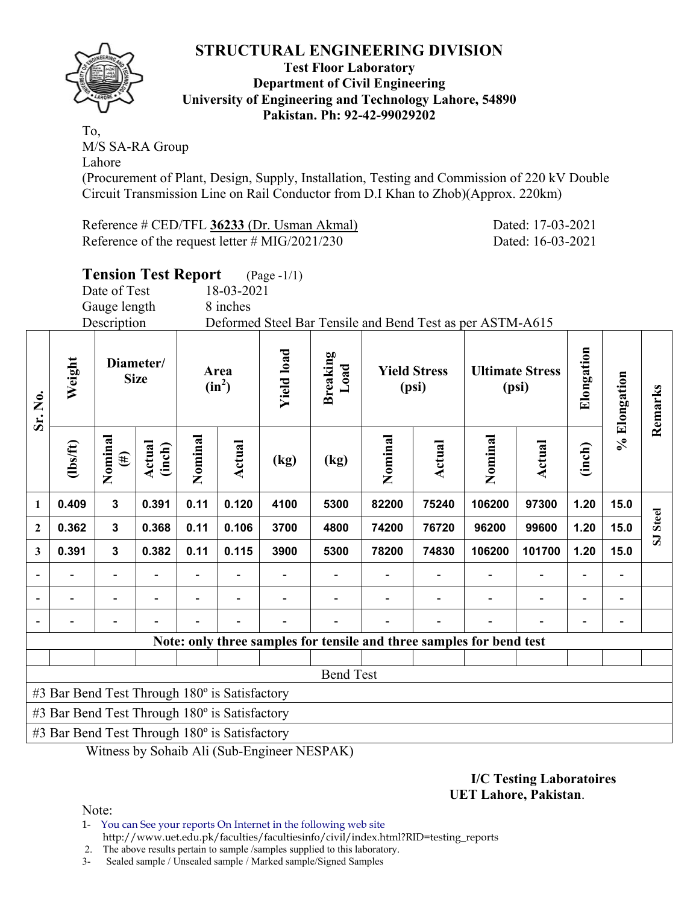# STRUCTURAL ENGINEERING DIVISION

**Test Floor Laboratory**
**Department of Civil Engineering**
**University of Engineering and Technology Lahore, 54890**
**Pakistan. Ph: 92-42-99029202**

To,
M/S SA-RA Group
Lahore
(Procurement of Plant, Design, Supply, Installation, Testing and Commission of 220 kV Double Circuit Transmission Line on Rail Conductor from D.I Khan to Zhob)(Approx. 220km)

Reference # CED/TFL **36233** (Dr. Usman Akmal) Dated: 17-03-2021
Reference of the request letter # MIG/2021/230 Dated: 16-03-2021

## Tension Test Report (Page -1/1)

Date of Test 18-03-2021
Gauge length 8 inches
Description Deformed Steel Bar Tensile and Bend Test as per ASTM-A615

| Sr. No. | Weight | Diameter/ Size | | Area ($in^2$) | | Yield load | Breaking Load | Yield Stress (psi) | | Ultimate Stress (psi) | | Elongation | % Elongation | Remarks |
|---|---|---|---|---|---|---|---|---|---|---|---|---|---|---|
| | (lbs/ft) | Nominal (#) | Actual (inch) | Nominal | Actual | (kg) | (kg) | Nominal | Actual | Nominal | Actual | (inch) | | |
| 1 | 0.409 | 3 | 0.391 | 0.11 | 0.120 | 4100 | 5300 | 82200 | 75240 | 106200 | 97300 | 1.20 | 15.0 | SJ Steel |
| 2 | 0.362 | 3 | 0.368 | 0.11 | 0.106 | 3700 | 4800 | 74200 | 76720 | 96200 | 99600 | 1.20 | 15.0 | |
| 3 | 0.391 | 3 | 0.382 | 0.11 | 0.115 | 3900 | 5300 | 78200 | 74830 | 106200 | 101700 | 1.20 | 15.0 | |
| - | - | - | - | - | - | - | - | - | - | - | - | - | - | |
| - | - | - | - | - | - | - | - | - | - | - | - | - | - | |
| - | - | - | - | - | - | - | - | - | - | - | - | - | - | |

**Note: only three samples for tensile and three samples for bend test**

**Bend Test**

#3 Bar Bend Test Through 180º is Satisfactory
#3 Bar Bend Test Through 180º is Satisfactory
#3 Bar Bend Test Through 180º is Satisfactory

Witness by Sohaib Ali (Sub-Engineer NESPAK)

**I/C Testing Laboratoires**
**UET Lahore, Pakistan**.

Note:
1- You can See your reports On Internet in the following web site
http://www.uet.edu.pk/faculties/facultiesinfo/civil/index.html?RID=testing_reports
2. The above results pertain to sample /samples supplied to this laboratory.
3- Sealed sample / Unsealed sample / Marked sample/Signed Samples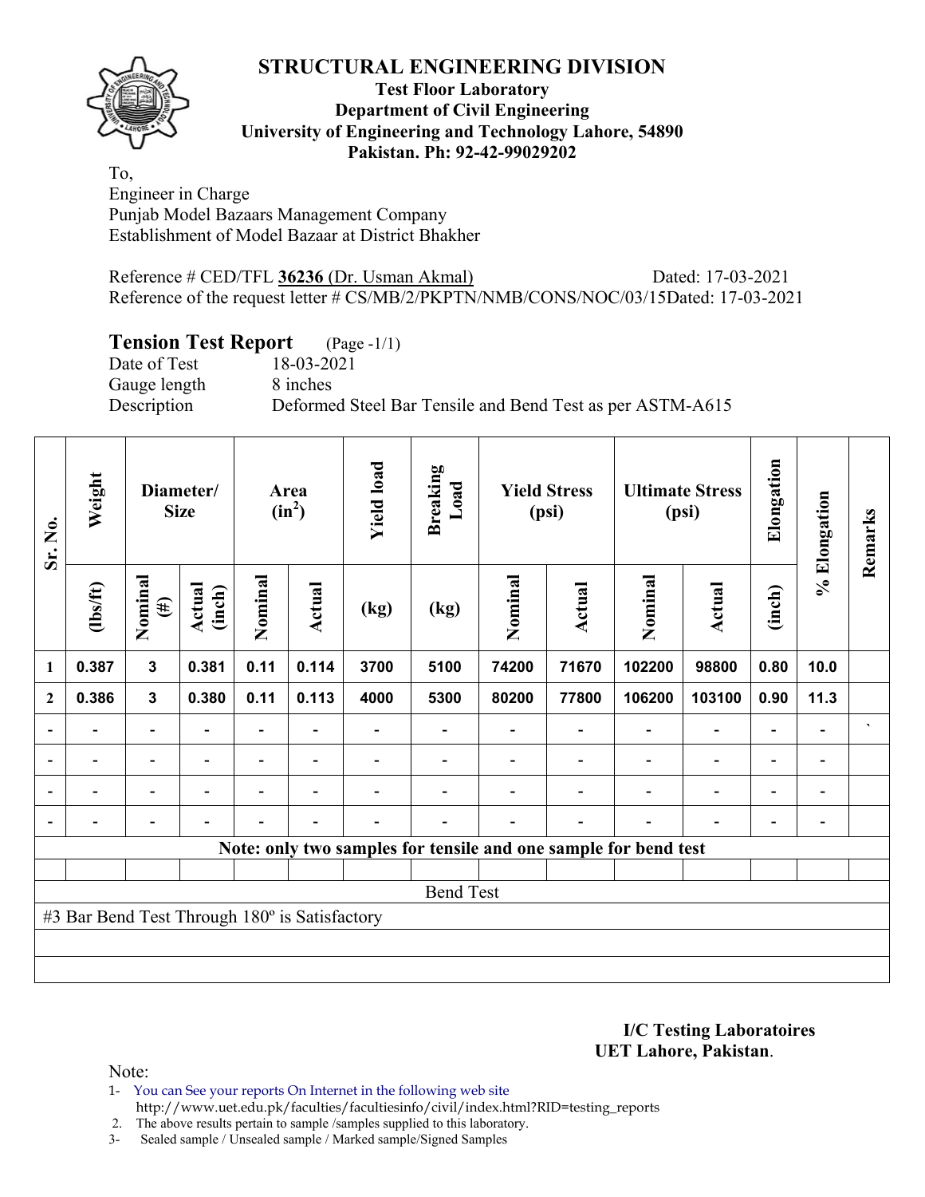# STRUCTURAL ENGINEERING DIVISION

**Test Floor Laboratory**
**Department of Civil Engineering**
**University of Engineering and Technology Lahore, 54890**
**Pakistan. Ph: 92-42-99029202**

To,
Engineer in Charge
Punjab Model Bazaars Management Company
Establishment of Model Bazaar at District Bhakher

Reference # CED/TFL **36236** (Dr. Usman Akmal) Dated: 17-03-2021
Reference of the request letter # CS/MB/2/PKPTN/NMB/CONS/NOC/03/15Dated: 17-03-2021

## Tension Test Report (Page -1/1)

Date of Test 18-03-2021
Gauge length 8 inches
Description Deformed Steel Bar Tensile and Bend Test as per ASTM-A615

| Sr. No. | Weight | Diameter/ Size | | Area ($in^2$) | | Yield load | Breaking Load | Yield Stress (psi) | | Ultimate Stress (psi) | | Elongation | % Elongation | Remarks |
|---|---|---|---|---|---|---|---|---|---|---|---|---|---|---|
| | (lbs/ft) | Nominal (#) | Actual (inch) | Nominal | Actual | (kg) | (kg) | Nominal | Actual | Nominal | Actual | (inch) | | |
| 1 | 0.387 | 3 | 0.381 | 0.11 | 0.114 | 3700 | 5100 | 74200 | 71670 | 102200 | 98800 | 0.80 | 10.0 | |
| 2 | 0.386 | 3 | 0.380 | 0.11 | 0.113 | 4000 | 5300 | 80200 | 77800 | 106200 | 103100 | 0.90 | 11.3 | |
| - | - | - | - | - | - | - | - | - | - | - | - | - | - | ` |
| - | - | - | - | - | - | - | - | - | - | - | - | - | - | |
| - | - | - | - | - | - | - | - | - | - | - | - | - | - | |
| - | - | - | - | - | - | - | - | - | - | - | - | - | - | |
| Note: only two samples for tensile and one sample for bend test | | | | | | | | | | | | | | |
| | | | | | | | | | | | | | | |
| Bend Test | | | | | | | | | | | | | | |
| #3 Bar Bend Test Through 180º is Satisfactory | | | | | | | | | | | | | | |

**I/C Testing Laboratoires**
**UET Lahore, Pakistan**.

Note:
1- You can See your reports On Internet in the following web site
http://www.uet.edu.pk/faculties/facultiesinfo/civil/index.html?RID=testing_reports
2. The above results pertain to sample /samples supplied to this laboratory.
3- Sealed sample / Unsealed sample / Marked sample/Signed Samples